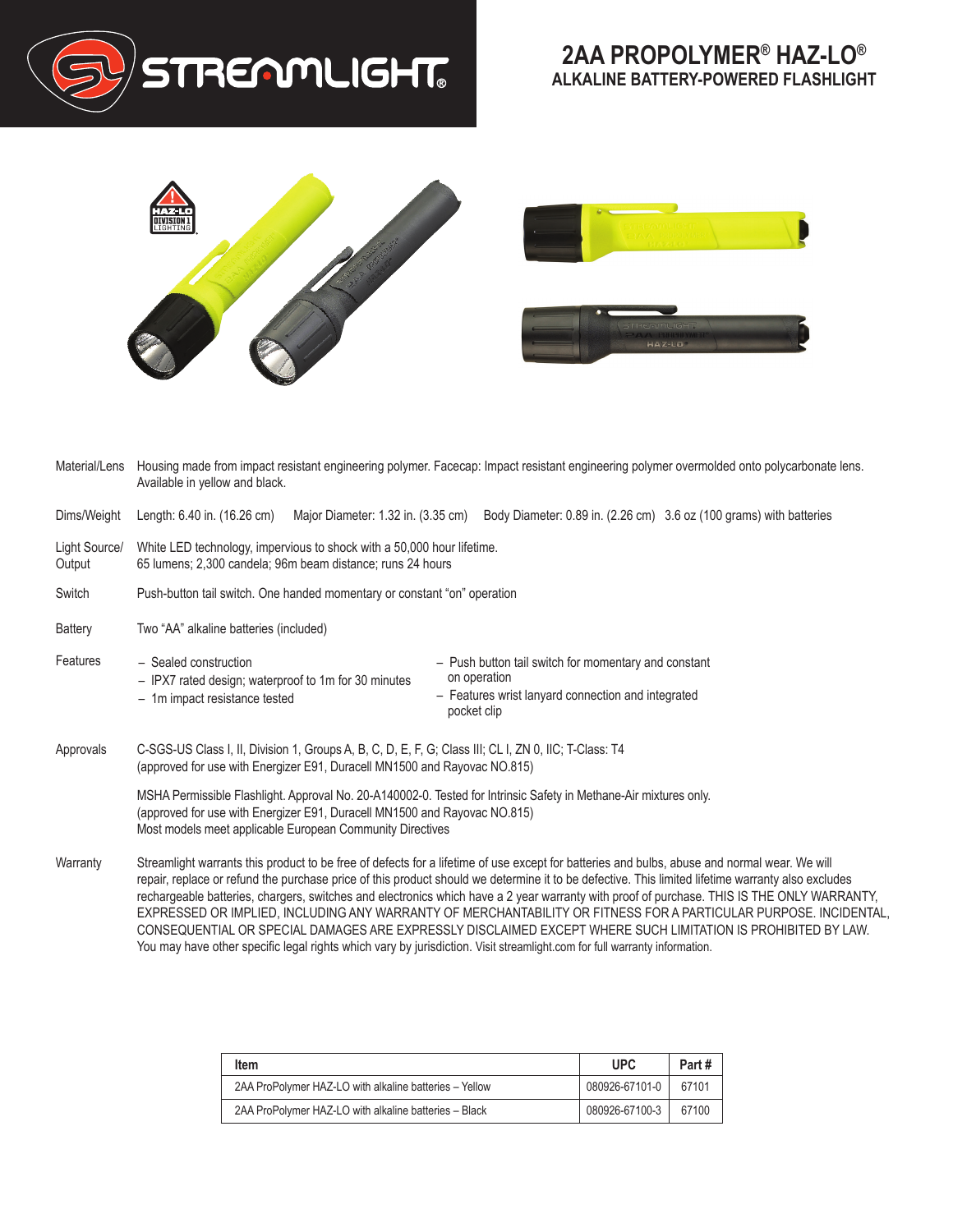# 2AA PROPOLYMER® HAZ-LO®

## ALKALINE BATTERY-POWERED FLASHLIGHT

**Material/Lens** Housing made from impact resistant engineering polymer. Facecap: Impact resistant engineering polymer overmolded onto polycarbonate lens. Available in yellow and black.

**Dims/Weight** Length: 6.40 in. (16.26 cm) Major Diameter: 1.32 in. (3.35 cm) Body Diameter: 0.89 in. (2.26 cm) 3.6 oz (100 grams) with batteries

**Light Source/ Output** White LED technology, impervious to shock with a 50,000 hour lifetime.
65 lumens; 2,300 candela; 96m beam distance; runs 24 hours

**Switch** Push-button tail switch. One handed momentary or constant "on" operation

**Battery** Two "AA" alkaline batteries (included)

**Features**

- Sealed construction
- IPX7 rated design; waterproof to 1m for 30 minutes
- 1m impact resistance tested
- Push button tail switch for momentary and constant on operation
- Features wrist lanyard connection and integrated pocket clip

**Approvals** C-SGS-US Class I, II, Division 1, Groups A, B, C, D, E, F, G; Class III; CL I, ZN 0, IIC; T-Class: T4
(approved for use with Energizer E91, Duracell MN1500 and Rayovac NO.815)

MSHA Permissible Flashlight. Approval No. 20-A140002-0. Tested for Intrinsic Safety in Methane-Air mixtures only.
(approved for use with Energizer E91, Duracell MN1500 and Rayovac NO.815)
Most models meet applicable European Community Directives

**Warranty** Streamlight warrants this product to be free of defects for a lifetime of use except for batteries and bulbs, abuse and normal wear. We will repair, replace or refund the purchase price of this product should we determine it to be defective. This limited lifetime warranty also excludes rechargeable batteries, chargers, switches and electronics which have a 2 year warranty with proof of purchase. THIS IS THE ONLY WARRANTY, EXPRESSED OR IMPLIED, INCLUDING ANY WARRANTY OF MERCHANTABILITY OR FITNESS FOR A PARTICULAR PURPOSE. INCIDENTAL, CONSEQUENTIAL OR SPECIAL DAMAGES ARE EXPRESSLY DISCLAIMED EXCEPT WHERE SUCH LIMITATION IS PROHIBITED BY LAW. You may have other specific legal rights which vary by jurisdiction. Visit streamlight.com for full warranty information.

| Item | UPC | Part # |
|---|---|---|
| 2AA ProPolymer HAZ-LO with alkaline batteries – Yellow | 080926-67101-0 | 67101 |
| 2AA ProPolymer HAZ-LO with alkaline batteries – Black | 080926-67100-3 | 67100 |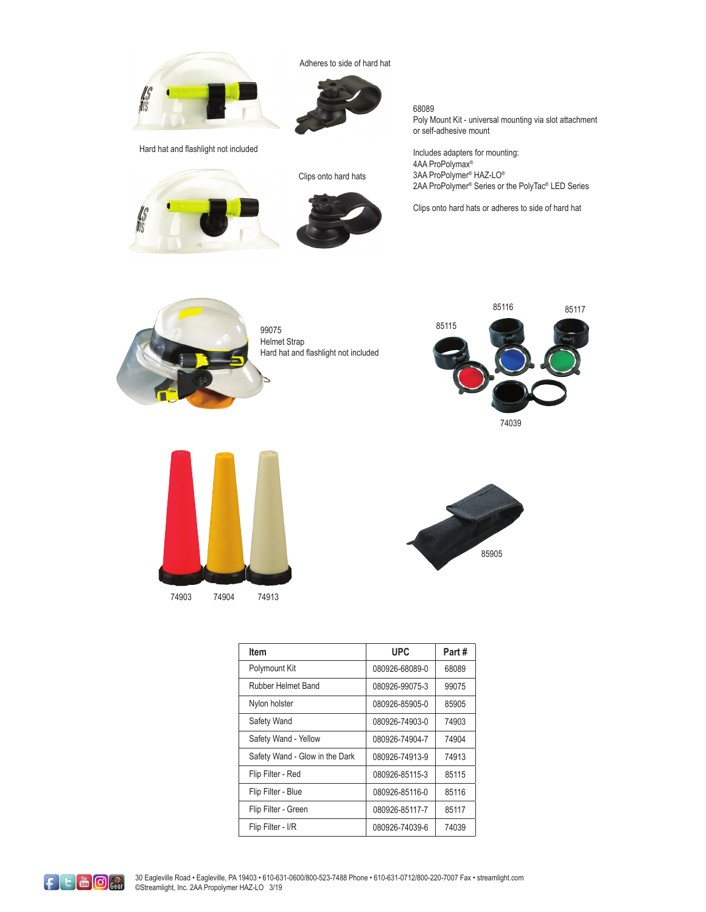Adheres to side of hard hat

Hard hat and flashlight not included

Clips onto hard hats

68089
Poly Mount Kit - universal mounting via slot attachment or self-adhesive mount

Includes adapters for mounting:
4AA ProPolymax®
3AA ProPolymer® HAZ-LO®
2AA ProPolymer® Series or the PolyTac® LED Series

Clips onto hard hats or adheres to side of hard hat

99075
Helmet Strap
Hard hat and flashlight not included

85115 85116 85117

74039

74903 74904 74913

85905

| Item | UPC | Part # |
|---|---|---|
| Polymount Kit | 080926-68089-0 | 68089 |
| Rubber Helmet Band | 080926-99075-3 | 99075 |
| Nylon holster | 080926-85905-0 | 85905 |
| Safety Wand | 080926-74903-0 | 74903 |
| Safety Wand - Yellow | 080926-74904-7 | 74904 |
| Safety Wand - Glow in the Dark | 080926-74913-9 | 74913 |
| Flip Filter - Red | 080926-85115-3 | 85115 |
| Flip Filter - Blue | 080926-85116-0 | 85116 |
| Flip Filter - Green | 080926-85117-7 | 85117 |
| Flip Filter - I/R | 080926-74039-6 | 74039 |

30 Eagleville Road • Eagleville, PA 19403 • 610-631-0600/800-523-7488 Phone • 610-631-0712/800-220-7007 Fax • streamlight.com
©Streamlight, Inc. 2AA Propolymer HAZ-LO 3/19